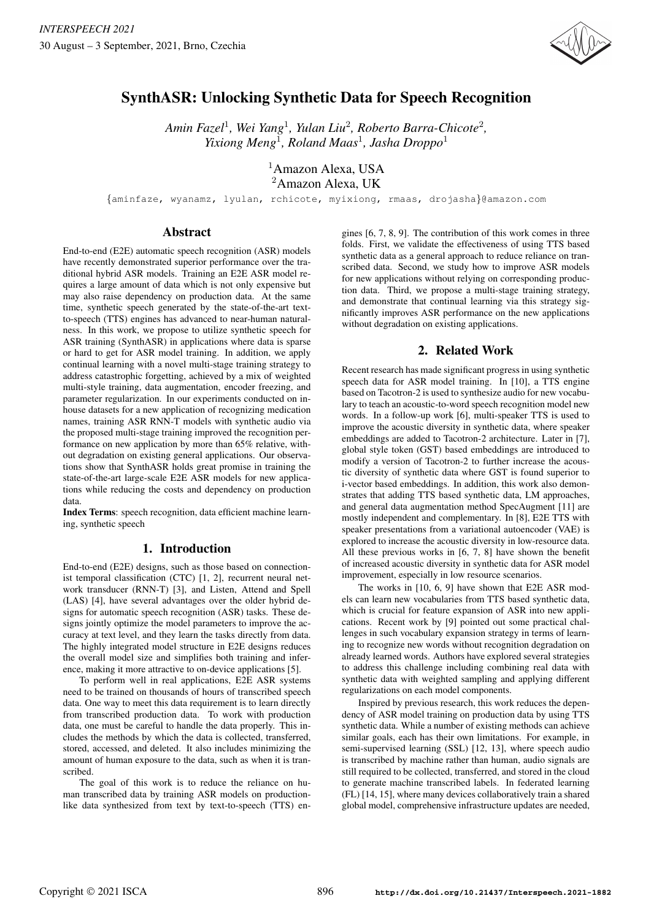# SynthASR: Unlocking Synthetic Data for Speech Recognition

*Amin Fazel*[1], *Wei Yang*[1], *Yulan Liu*[2], *Roberto Barra-Chicote*[2], *Yixiong Meng*[1], *Roland Maas*[1], *Jasha Droppo*[1]

[1]Amazon Alexa, USA
[2]Amazon Alexa, UK

{aminfaze, wyanamz, lyulan, rchicote, myixiong, rmaas, drojasha}@amazon.com

## Abstract

End-to-end (E2E) automatic speech recognition (ASR) models have recently demonstrated superior performance over the traditional hybrid ASR models. Training an E2E ASR model requires a large amount of data which is not only expensive but may also raise dependency on production data. At the same time, synthetic speech generated by the state-of-the-art text-to-speech (TTS) engines has advanced to near-human naturalness. In this work, we propose to utilize synthetic speech for ASR training (SynthASR) in applications where data is sparse or hard to get for ASR model training. In addition, we apply continual learning with a novel multi-stage training strategy to address catastrophic forgetting, achieved by a mix of weighted multi-style training, data augmentation, encoder freezing, and parameter regularization. In our experiments conducted on in-house datasets for a new application of recognizing medication names, training ASR RNN-T models with synthetic audio via the proposed multi-stage training improved the recognition performance on new application by more than 65% relative, without degradation on existing general applications. Our observations show that SynthASR holds great promise in training the state-of-the-art large-scale E2E ASR models for new applications while reducing the costs and dependency on production data.

**Index Terms**: speech recognition, data efficient machine learning, synthetic speech

## 1. Introduction

End-to-end (E2E) designs, such as those based on connectionist temporal classification (CTC) [1, 2], recurrent neural network transducer (RNN-T) [3], and Listen, Attend and Spell (LAS) [4], have several advantages over the older hybrid designs for automatic speech recognition (ASR) tasks. These designs jointly optimize the model parameters to improve the accuracy at text level, and they learn the tasks directly from data. The highly integrated model structure in E2E designs reduces the overall model size and simplifies both training and inference, making it more attractive to on-device applications [5].

To perform well in real applications, E2E ASR systems need to be trained on thousands of hours of transcribed speech data. One way to meet this data requirement is to learn directly from transcribed production data. To work with production data, one must be careful to handle the data properly. This includes the methods by which the data is collected, transferred, stored, accessed, and deleted. It also includes minimizing the amount of human exposure to the data, such as when it is transcribed.

The goal of this work is to reduce the reliance on human transcribed data by training ASR models on production-like data synthesized from text by text-to-speech (TTS) engines [6, 7, 8, 9]. The contribution of this work comes in three folds. First, we validate the effectiveness of using TTS based synthetic data as a general approach to reduce reliance on transcribed data. Second, we study how to improve ASR models for new applications without relying on corresponding production data. Third, we propose a multi-stage training strategy, and demonstrate that continual learning via this strategy significantly improves ASR performance on the new applications without degradation on existing applications.

## 2. Related Work

Recent research has made significant progress in using synthetic speech data for ASR model training. In [10], a TTS engine based on Tacotron-2 is used to synthesize audio for new vocabulary to teach an acoustic-to-word speech recognition model new words. In a follow-up work [6], multi-speaker TTS is used to improve the acoustic diversity in synthetic data, where speaker embeddings are added to Tacotron-2 architecture. Later in [7], global style token (GST) based embeddings are introduced to modify a version of Tacotron-2 to further increase the acoustic diversity of synthetic data where GST is found superior to i-vector based embeddings. In addition, this work also demonstrates that adding TTS based synthetic data, LM approaches, and general data augmentation method SpecAugment [11] are mostly independent and complementary. In [8], E2E TTS with speaker presentations from a variational autoencoder (VAE) is explored to increase the acoustic diversity in low-resource data. All these previous works in [6, 7, 8] have shown the benefit of increased acoustic diversity in synthetic data for ASR model improvement, especially in low resource scenarios.

The works in [10, 6, 9] have shown that E2E ASR models can learn new vocabularies from TTS based synthetic data, which is crucial for feature expansion of ASR into new applications. Recent work by [9] pointed out some practical challenges in such vocabulary expansion strategy in terms of learning to recognize new words without recognition degradation on already learned words. Authors have explored several strategies to address this challenge including combining real data with synthetic data with weighted sampling and applying different regularizations on each model components.

Inspired by previous research, this work reduces the dependency of ASR model training on production data by using TTS synthetic data. While a number of existing methods can achieve similar goals, each has their own limitations. For example, in semi-supervised learning (SSL) [12, 13], where speech audio is transcribed by machine rather than human, audio signals are still required to be collected, transferred, and stored in the cloud to generate machine transcribed labels. In federated learning (FL) [14, 15], where many devices collaboratively train a shared global model, comprehensive infrastructure updates are needed,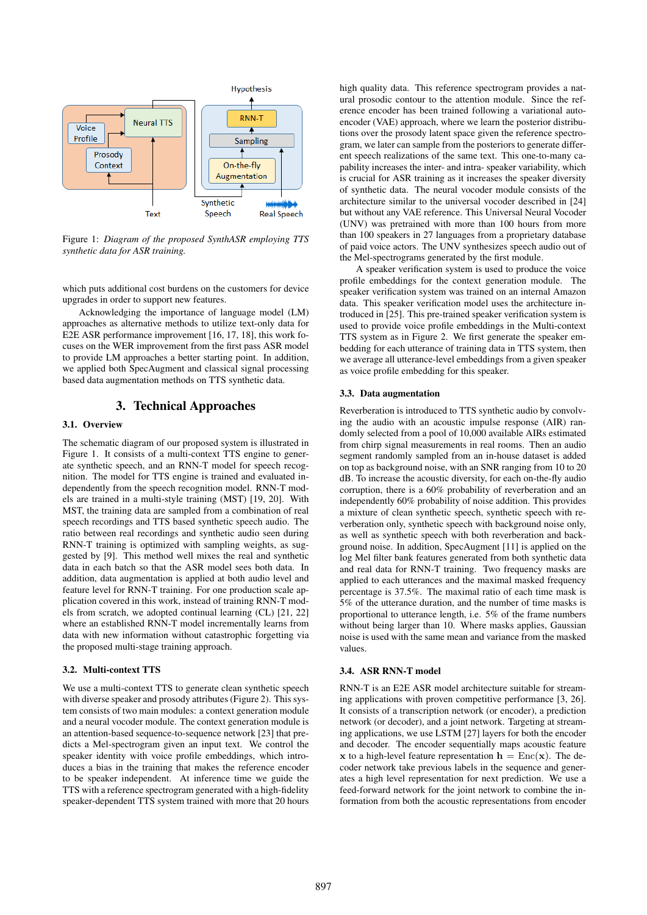Figure 1: *Diagram of the proposed SynthASR employing TTS synthetic data for ASR training.*

which puts additional cost burdens on the customers for device upgrades in order to support new features.

Acknowledging the importance of language model (LM) approaches as alternative methods to utilize text-only data for E2E ASR performance improvement [16, 17, 18], this work focuses on the WER improvement from the first pass ASR model to provide LM approaches a better starting point. In addition, we applied both SpecAugment and classical signal processing based data augmentation methods on TTS synthetic data.

## 3. Technical Approaches

### 3.1. Overview

The schematic diagram of our proposed system is illustrated in Figure 1. It consists of a multi-context TTS engine to generate synthetic speech, and an RNN-T model for speech recognition. The model for TTS engine is trained and evaluated independently from the speech recognition model. RNN-T models are trained in a multi-style training (MST) [19, 20]. With MST, the training data are sampled from a combination of real speech recordings and TTS based synthetic speech audio. The ratio between real recordings and synthetic audio seen during RNN-T training is optimized with sampling weights, as suggested by [9]. This method well mixes the real and synthetic data in each batch so that the ASR model sees both data. In addition, data augmentation is applied at both audio level and feature level for RNN-T training. For one production scale application covered in this work, instead of training RNN-T models from scratch, we adopted continual learning (CL) [21, 22] where an established RNN-T model incrementally learns from data with new information without catastrophic forgetting via the proposed multi-stage training approach.

### 3.2. Multi-context TTS

We use a multi-context TTS to generate clean synthetic speech with diverse speaker and prosody attributes (Figure 2). This system consists of two main modules: a context generation module and a neural vocoder module. The context generation module is an attention-based sequence-to-sequence network [23] that predicts a Mel-spectrogram given an input text. We control the speaker identity with voice profile embeddings, which introduces a bias in the training that makes the reference encoder to be speaker independent. At inference time we guide the TTS with a reference spectrogram generated with a high-fidelity speaker-dependent TTS system trained with more that 20 hours high quality data. This reference spectrogram provides a natural prosodic contour to the attention module. Since the reference encoder has been trained following a variational autoencoder (VAE) approach, where we learn the posterior distributions over the prosody latent space given the reference spectrogram, we later can sample from the posteriors to generate different speech realizations of the same text. This one-to-many capability increases the inter- and intra- speaker variability, which is crucial for ASR training as it increases the speaker diversity of synthetic data. The neural vocoder module consists of the architecture similar to the universal vocoder described in [24] but without any VAE reference. This Universal Neural Vocoder (UNV) was pretrained with more than 100 hours from more than 100 speakers in 27 languages from a proprietary database of paid voice actors. The UNV synthesizes speech audio out of the Mel-spectrograms generated by the first module.

A speaker verification system is used to produce the voice profile embeddings for the context generation module. The speaker verification system was trained on an internal Amazon data. This speaker verification model uses the architecture introduced in [25]. This pre-trained speaker verification system is used to provide voice profile embeddings in the Multi-context TTS system as in Figure 2. We first generate the speaker embedding for each utterance of training data in TTS system, then we average all utterance-level embeddings from a given speaker as voice profile embedding for this speaker.

### 3.3. Data augmentation

Reverberation is introduced to TTS synthetic audio by convolving the audio with an acoustic impulse response (AIR) randomly selected from a pool of 10,000 available AIRs estimated from chirp signal measurements in real rooms. Then an audio segment randomly sampled from an in-house dataset is added on top as background noise, with an SNR ranging from 10 to 20 dB. To increase the acoustic diversity, for each on-the-fly audio corruption, there is a 60% probability of reverberation and an independently 60% probability of noise addition. This provides a mixture of clean synthetic speech, synthetic speech with reverberation only, synthetic speech with background noise only, as well as synthetic speech with both reverberation and background noise. In addition, SpecAugment [11] is applied on the log Mel filter bank features generated from both synthetic data and real data for RNN-T training. Two frequency masks are applied to each utterances and the maximal masked frequency percentage is 37.5%. The maximal ratio of each time mask is 5% of the utterance duration, and the number of time masks is proportional to utterance length, i.e. 5% of the frame numbers without being larger than 10. Where masks applies, Gaussian noise is used with the same mean and variance from the masked values.

### 3.4. ASR RNN-T model

RNN-T is an E2E ASR model architecture suitable for streaming applications with proven competitive performance [3, 26]. It consists of a transcription network (or encoder), a prediction network (or decoder), and a joint network. Targeting at streaming applications, we use LSTM [27] layers for both the encoder and decoder. The encoder sequentially maps acoustic feature $\mathbf{x}$ to a high-level feature representation $\mathbf{h} = \mathrm{Enc}(\mathbf{x})$. The decoder network take previous labels in the sequence and generates a high level representation for next prediction. We use a feed-forward network for the joint network to combine the information from both the acoustic representations from encoder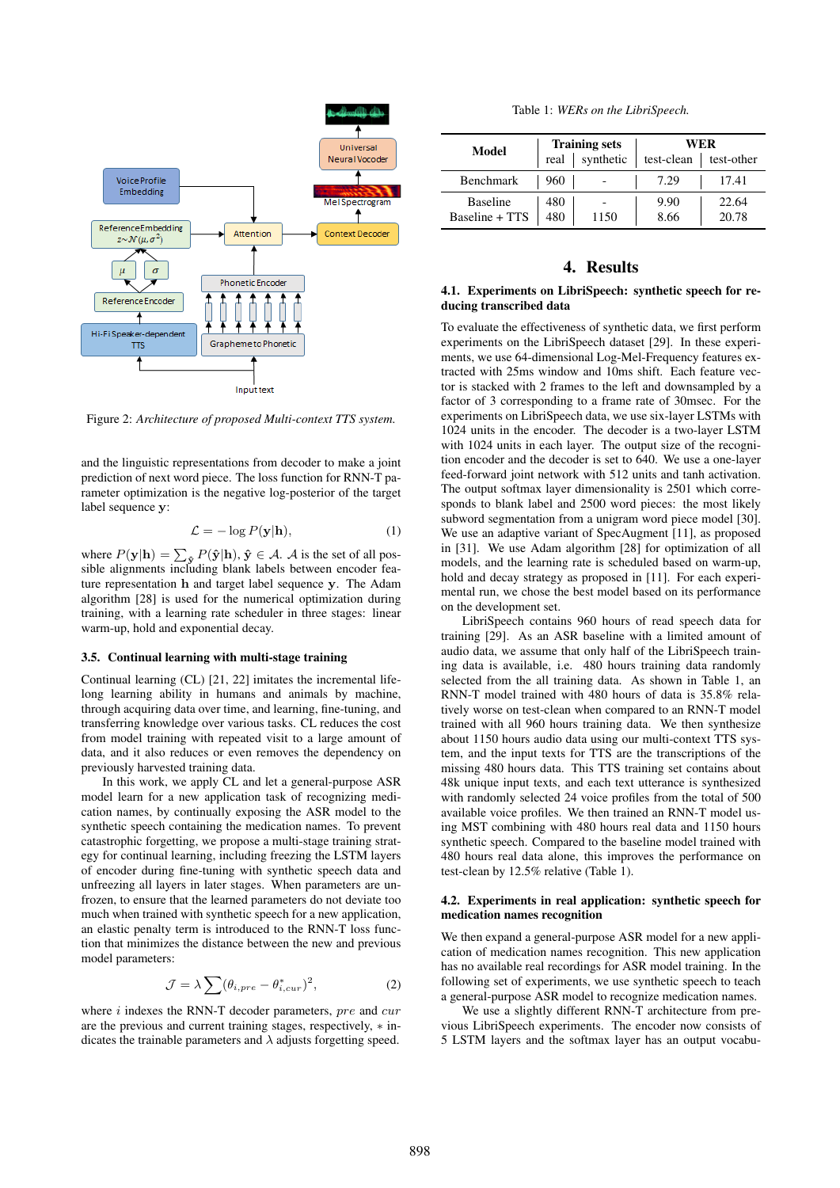Figure 2: *Architecture of proposed Multi-context TTS system.*

and the linguistic representations from decoder to make a joint prediction of next word piece. The loss function for RNN-T parameter optimization is the negative log-posterior of the target label sequence $\mathbf{y}$:

$$\mathcal{L} = -\log P(\mathbf{y}|\mathbf{h}), \tag{1}$$

where $P(\mathbf{y}|\mathbf{h}) = \sum_{\hat{\mathbf{y}}} P(\hat{\mathbf{y}}|\mathbf{h})$, $\hat{\mathbf{y}} \in \mathcal{A}$. $\mathcal{A}$ is the set of all possible alignments including blank labels between encoder feature representation $\mathbf{h}$ and target label sequence $\mathbf{y}$. The Adam algorithm [28] is used for the numerical optimization during training, with a learning rate scheduler in three stages: linear warm-up, hold and exponential decay.

### 3.5. Continual learning with multi-stage training

Continual learning (CL) [21, 22] imitates the incremental lifelong learning ability in humans and animals by machine, through acquiring data over time, and learning, fine-tuning, and transferring knowledge over various tasks. CL reduces the cost from model training with repeated visit to a large amount of data, and it also reduces or even removes the dependency on previously harvested training data.

In this work, we apply CL and let a general-purpose ASR model learn for a new application task of recognizing medication names, by continually exposing the ASR model to the synthetic speech containing the medication names. To prevent catastrophic forgetting, we propose a multi-stage training strategy for continual learning, including freezing the LSTM layers of encoder during fine-tuning with synthetic speech data and unfreezing all layers in later stages. When parameters are unfrozen, to ensure that the learned parameters do not deviate too much when trained with synthetic speech for a new application, an elastic penalty term is introduced to the RNN-T loss function that minimizes the distance between the new and previous model parameters:

$$\mathcal{J} = \lambda \sum (\theta_{i,pre} - \theta^{*}_{i,cur})^2, \tag{2}$$

where $i$ indexes the RNN-T decoder parameters, $pre$ and $cur$ are the previous and current training stages, respectively, $*$ indicates the trainable parameters and $\lambda$ adjusts forgetting speed.

Table 1: *WERs on the LibriSpeech.*

| Model | Training sets | | WER | |
|---|---|---|---|---|
| | real | synthetic | test-clean | test-other |
| Benchmark | 960 | - | 7.29 | 17.41 |
| Baseline | 480 | - | 9.90 | 22.64 |
| Baseline + TTS | 480 | 1150 | 8.66 | 20.78 |

## 4. Results

### 4.1. Experiments on LibriSpeech: synthetic speech for reducing transcribed data

To evaluate the effectiveness of synthetic data, we first perform experiments on the LibriSpeech dataset [29]. In these experiments, we use 64-dimensional Log-Mel-Frequency features extracted with 25ms window and 10ms shift. Each feature vector is stacked with 2 frames to the left and downsampled by a factor of 3 corresponding to a frame rate of 30msec. For the experiments on LibriSpeech data, we use six-layer LSTMs with 1024 units in the encoder. The decoder is a two-layer LSTM with 1024 units in each layer. The output size of the recognition encoder and the decoder is set to 640. We use a one-layer feed-forward joint network with 512 units and tanh activation. The output softmax layer dimensionality is 2501 which corresponds to blank label and 2500 word pieces: the most likely subword segmentation from a unigram word piece model [30]. We use an adaptive variant of SpecAugment [11], as proposed in [31]. We use Adam algorithm [28] for optimization of all models, and the learning rate is scheduled based on warm-up, hold and decay strategy as proposed in [11]. For each experimental run, we chose the best model based on its performance on the development set.

LibriSpeech contains 960 hours of read speech data for training [29]. As an ASR baseline with a limited amount of audio data, we assume that only half of the LibriSpeech training data is available, i.e. 480 hours training data randomly selected from the all training data. As shown in Table 1, an RNN-T model trained with 480 hours of data is 35.8% relatively worse on test-clean when compared to an RNN-T model trained with all 960 hours training data. We then synthesize about 1150 hours audio data using our multi-context TTS system, and the input texts for TTS are the transcriptions of the missing 480 hours data. This TTS training set contains about 48k unique input texts, and each text utterance is synthesized with randomly selected 24 voice profiles from the total of 500 available voice profiles. We then trained an RNN-T model using MST combining with 480 hours real data and 1150 hours synthetic speech. Compared to the baseline model trained with 480 hours real data alone, this improves the performance on test-clean by 12.5% relative (Table 1).

### 4.2. Experiments in real application: synthetic speech for medication names recognition

We then expand a general-purpose ASR model for a new application of medication names recognition. This new application has no available real recordings for ASR model training. In the following set of experiments, we use synthetic speech to teach a general-purpose ASR model to recognize medication names.

We use a slightly different RNN-T architecture from previous LibriSpeech experiments. The encoder now consists of 5 LSTM layers and the softmax layer has an output vocabu-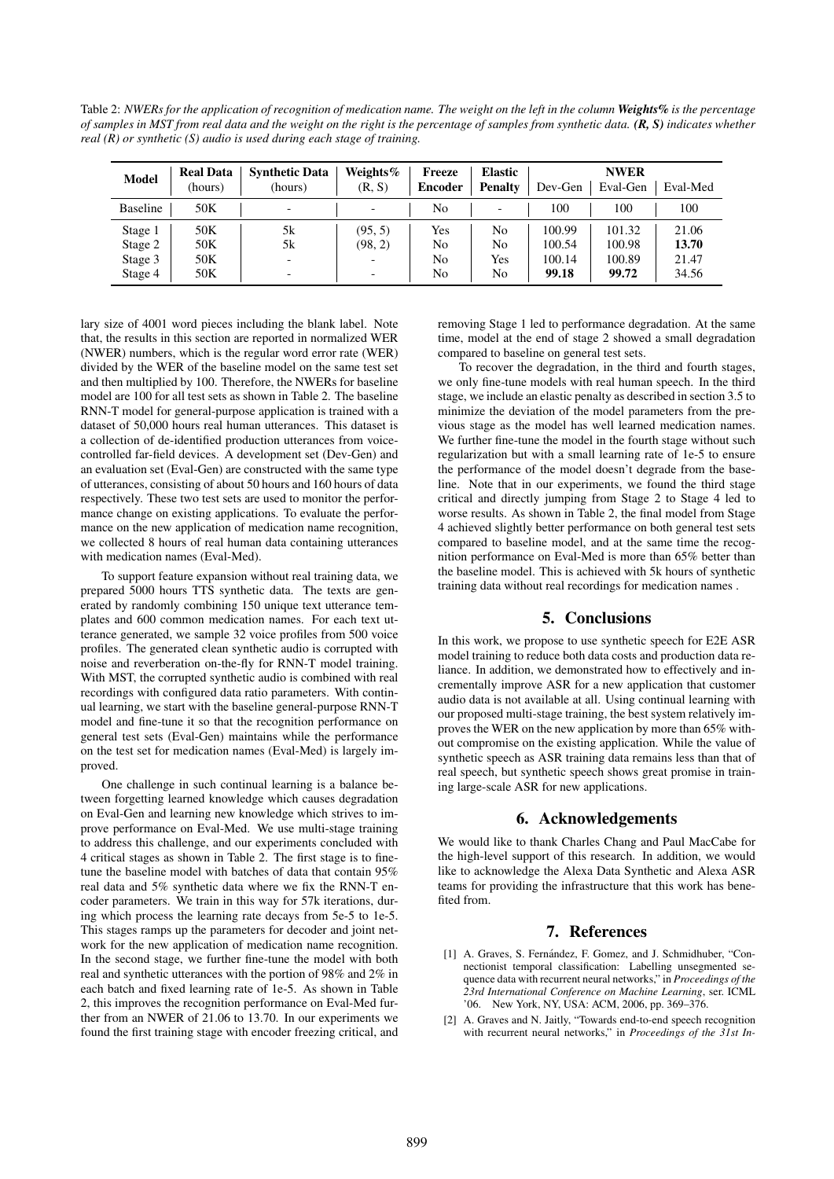Table 2: *NWERs for the application of recognition of medication name. The weight on the left in the column* ***Weights%*** *is the percentage of samples in MST from real data and the weight on the right is the percentage of samples from synthetic data.* ***(R, S)*** *indicates whether real (R) or synthetic (S) audio is used during each stage of training.*

| Model | Real Data (hours) | Synthetic Data (hours) | Weights% (R, S) | Freeze Encoder | Elastic Penalty | NWER | | |
|---|---|---|---|---|---|---|---|---|
| | | | | | | Dev-Gen | Eval-Gen | Eval-Med |
| Baseline | 50K | - | - | No | - | 100 | 100 | 100 |
| Stage 1 | 50K | 5k | (95, 5) | Yes | No | 100.99 | 101.32 | 21.06 |
| Stage 2 | 50K | 5k | (98, 2) | No | No | 100.54 | 100.98 | **13.70** |
| Stage 3 | 50K | - | - | No | Yes | 100.14 | 100.89 | 21.47 |
| Stage 4 | 50K | - | - | No | No | **99.18** | **99.72** | 34.56 |

lary size of 4001 word pieces including the blank label. Note that, the results in this section are reported in normalized WER (NWER) numbers, which is the regular word error rate (WER) divided by the WER of the baseline model on the same test set and then multiplied by 100. Therefore, the NWERs for baseline model are 100 for all test sets as shown in Table 2. The baseline RNN-T model for general-purpose application is trained with a dataset of 50,000 hours real human utterances. This dataset is a collection of de-identified production utterances from voice-controlled far-field devices. A development set (Dev-Gen) and an evaluation set (Eval-Gen) are constructed with the same type of utterances, consisting of about 50 hours and 160 hours of data respectively. These two test sets are used to monitor the performance change on existing applications. To evaluate the performance on the new application of medication name recognition, we collected 8 hours of real human data containing utterances with medication names (Eval-Med).

To support feature expansion without real training data, we prepared 5000 hours TTS synthetic data. The texts are generated by randomly combining 150 unique text utterance templates and 600 common medication names. For each text utterance generated, we sample 32 voice profiles from 500 voice profiles. The generated clean synthetic audio is corrupted with noise and reverberation on-the-fly for RNN-T model training. With MST, the corrupted synthetic audio is combined with real recordings with configured data ratio parameters. With continual learning, we start with the baseline general-purpose RNN-T model and fine-tune it so that the recognition performance on general test sets (Eval-Gen) maintains while the performance on the test set for medication names (Eval-Med) is largely improved.

One challenge in such continual learning is a balance between forgetting learned knowledge which causes degradation on Eval-Gen and learning new knowledge which strives to improve performance on Eval-Med. We use multi-stage training to address this challenge, and our experiments concluded with 4 critical stages as shown in Table 2. The first stage is to fine-tune the baseline model with batches of data that contain 95% real data and 5% synthetic data where we fix the RNN-T encoder parameters. We train in this way for 57k iterations, during which process the learning rate decays from 5e-5 to 1e-5. This stages ramps up the parameters for decoder and joint network for the new application of medication name recognition. In the second stage, we further fine-tune the model with both real and synthetic utterances with the portion of 98% and 2% in each batch and fixed learning rate of 1e-5. As shown in Table 2, this improves the recognition performance on Eval-Med further from an NWER of 21.06 to 13.70. In our experiments we found the first training stage with encoder freezing critical, and removing Stage 1 led to performance degradation. At the same time, model at the end of stage 2 showed a small degradation compared to baseline on general test sets.

To recover the degradation, in the third and fourth stages, we only fine-tune models with real human speech. In the third stage, we include an elastic penalty as described in section 3.5 to minimize the deviation of the model parameters from the previous stage as the model has well learned medication names. We further fine-tune the model in the fourth stage without such regularization but with a small learning rate of 1e-5 to ensure the performance of the model doesn't degrade from the baseline. Note that in our experiments, we found the third stage critical and directly jumping from Stage 2 to Stage 4 led to worse results. As shown in Table 2, the final model from Stage 4 achieved slightly better performance on both general test sets compared to baseline model, and at the same time the recognition performance on Eval-Med is more than 65% better than the baseline model. This is achieved with 5k hours of synthetic training data without real recordings for medication names .

## 5. Conclusions

In this work, we propose to use synthetic speech for E2E ASR model training to reduce both data costs and production data reliance. In addition, we demonstrated how to effectively and incrementally improve ASR for a new application that customer audio data is not available at all. Using continual learning with our proposed multi-stage training, the best system relatively improves the WER on the new application by more than 65% without compromise on the existing application. While the value of synthetic speech as ASR training data remains less than that of real speech, but synthetic speech shows great promise in training large-scale ASR for new applications.

## 6. Acknowledgements

We would like to thank Charles Chang and Paul MacCabe for the high-level support of this research. In addition, we would like to acknowledge the Alexa Data Synthetic and Alexa ASR teams for providing the infrastructure that this work has benefited from.

## 7. References

[1] A. Graves, S. Fernández, F. Gomez, and J. Schmidhuber, "Connectionist temporal classification: Labelling unsegmented sequence data with recurrent neural networks," in *Proceedings of the 23rd International Conference on Machine Learning*, ser. ICML '06. New York, NY, USA: ACM, 2006, pp. 369–376.

[2] A. Graves and N. Jaitly, "Towards end-to-end speech recognition with recurrent neural networks," in *Proceedings of the 31st In-*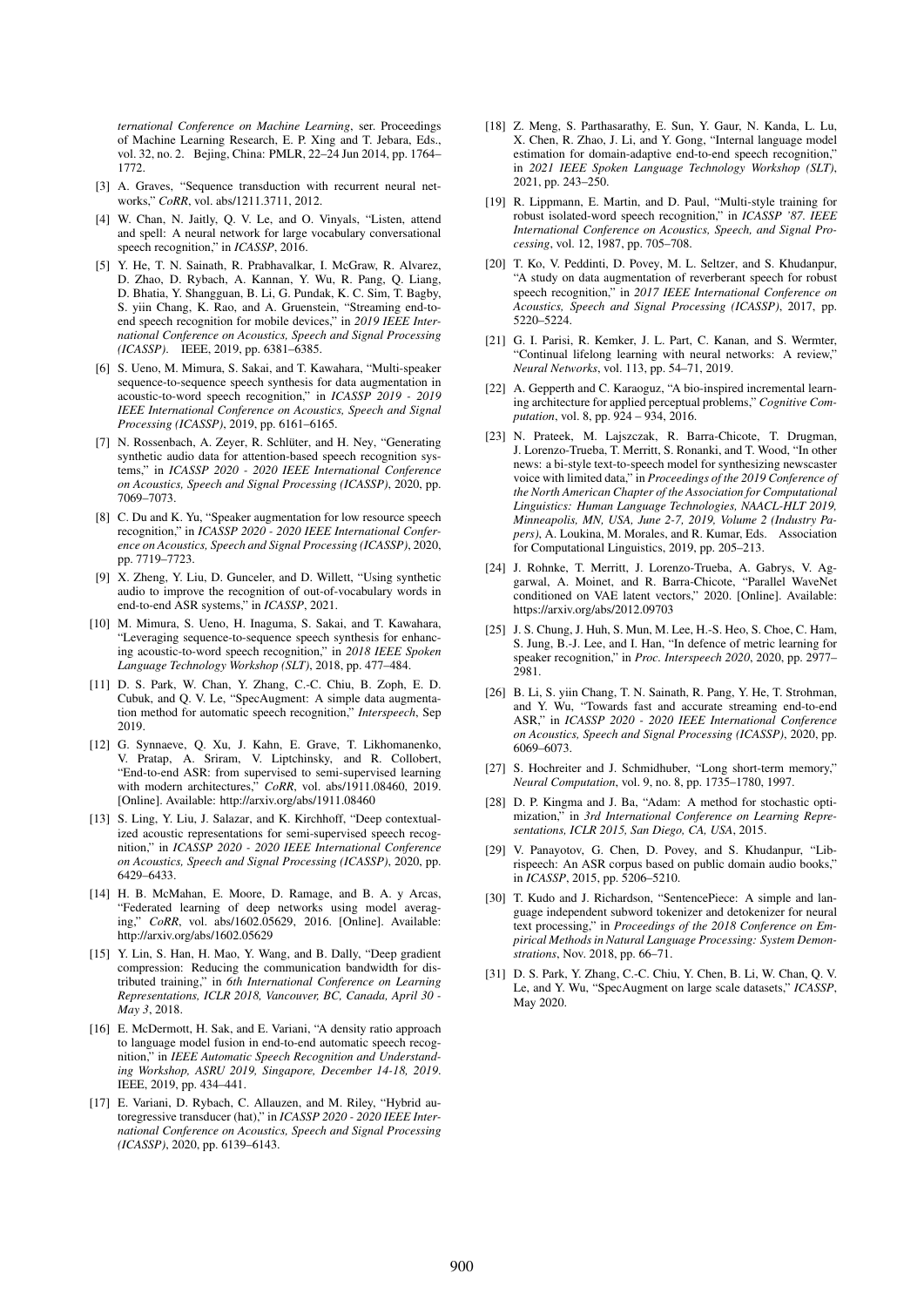ternational Conference on Machine Learning*, ser. Proceedings of Machine Learning Research, E. P. Xing and T. Jebara, Eds., vol. 32, no. 2. Bejing, China: PMLR, 22–24 Jun 2014, pp. 1764–1772.

[3] A. Graves, "Sequence transduction with recurrent neural networks," *CoRR*, vol. abs/1211.3711, 2012.

[4] W. Chan, N. Jaitly, Q. V. Le, and O. Vinyals, "Listen, attend and spell: A neural network for large vocabulary conversational speech recognition," in *ICASSP*, 2016.

[5] Y. He, T. N. Sainath, R. Prabhavalkar, I. McGraw, R. Alvarez, D. Zhao, D. Rybach, A. Kannan, Y. Wu, R. Pang, Q. Liang, D. Bhatia, Y. Shangguan, B. Li, G. Pundak, K. C. Sim, T. Bagby, S. yiin Chang, K. Rao, and A. Gruenstein, "Streaming end-to-end speech recognition for mobile devices," in *2019 IEEE International Conference on Acoustics, Speech and Signal Processing (ICASSP)*. IEEE, 2019, pp. 6381–6385.

[6] S. Ueno, M. Mimura, S. Sakai, and T. Kawahara, "Multi-speaker sequence-to-sequence speech synthesis for data augmentation in acoustic-to-word speech recognition," in *ICASSP 2019 - 2019 IEEE International Conference on Acoustics, Speech and Signal Processing (ICASSP)*, 2019, pp. 6161–6165.

[7] N. Rossenbach, A. Zeyer, R. Schlüter, and H. Ney, "Generating synthetic audio data for attention-based speech recognition systems," in *ICASSP 2020 - 2020 IEEE International Conference on Acoustics, Speech and Signal Processing (ICASSP)*, 2020, pp. 7069–7073.

[8] C. Du and K. Yu, "Speaker augmentation for low resource speech recognition," in *ICASSP 2020 - 2020 IEEE International Conference on Acoustics, Speech and Signal Processing (ICASSP)*, 2020, pp. 7719–7723.

[9] X. Zheng, Y. Liu, D. Gunceler, and D. Willett, "Using synthetic audio to improve the recognition of out-of-vocabulary words in end-to-end ASR systems," in *ICASSP*, 2021.

[10] M. Mimura, S. Ueno, H. Inaguma, S. Sakai, and T. Kawahara, "Leveraging sequence-to-sequence speech synthesis for enhancing acoustic-to-word speech recognition," in *2018 IEEE Spoken Language Technology Workshop (SLT)*, 2018, pp. 477–484.

[11] D. S. Park, W. Chan, Y. Zhang, C.-C. Chiu, B. Zoph, E. D. Cubuk, and Q. V. Le, "SpecAugment: A simple data augmentation method for automatic speech recognition," *Interspeech*, Sep 2019.

[12] G. Synnaeve, Q. Xu, J. Kahn, E. Grave, T. Likhomanenko, V. Pratap, A. Sriram, V. Liptchinsky, and R. Collobert, "End-to-end ASR: from supervised to semi-supervised learning with modern architectures," *CoRR*, vol. abs/1911.08460, 2019. [Online]. Available: http://arxiv.org/abs/1911.08460

[13] S. Ling, Y. Liu, J. Salazar, and K. Kirchhoff, "Deep contextualized acoustic representations for semi-supervised speech recognition," in *ICASSP 2020 - 2020 IEEE International Conference on Acoustics, Speech and Signal Processing (ICASSP)*, 2020, pp. 6429–6433.

[14] H. B. McMahan, E. Moore, D. Ramage, and B. A. y Arcas, "Federated learning of deep networks using model averaging," *CoRR*, vol. abs/1602.05629, 2016. [Online]. Available: http://arxiv.org/abs/1602.05629

[15] Y. Lin, S. Han, H. Mao, Y. Wang, and B. Dally, "Deep gradient compression: Reducing the communication bandwidth for distributed training," in *6th International Conference on Learning Representations, ICLR 2018, Vancouver, BC, Canada, April 30 - May 3*, 2018.

[16] E. McDermott, H. Sak, and E. Variani, "A density ratio approach to language model fusion in end-to-end automatic speech recognition," in *IEEE Automatic Speech Recognition and Understanding Workshop, ASRU 2019, Singapore, December 14-18, 2019*. IEEE, 2019, pp. 434–441.

[17] E. Variani, D. Rybach, C. Allauzen, and M. Riley, "Hybrid autoregressive transducer (hat)," in *ICASSP 2020 - 2020 IEEE International Conference on Acoustics, Speech and Signal Processing (ICASSP)*, 2020, pp. 6139–6143.

[18] Z. Meng, S. Parthasarathy, E. Sun, Y. Gaur, N. Kanda, L. Lu, X. Chen, R. Zhao, J. Li, and Y. Gong, "Internal language model estimation for domain-adaptive end-to-end speech recognition," in *2021 IEEE Spoken Language Technology Workshop (SLT)*, 2021, pp. 243–250.

[19] R. Lippmann, E. Martin, and D. Paul, "Multi-style training for robust isolated-word speech recognition," in *ICASSP '87. IEEE International Conference on Acoustics, Speech, and Signal Processing*, vol. 12, 1987, pp. 705–708.

[20] T. Ko, V. Peddinti, D. Povey, M. L. Seltzer, and S. Khudanpur, "A study on data augmentation of reverberant speech for robust speech recognition," in *2017 IEEE International Conference on Acoustics, Speech and Signal Processing (ICASSP)*, 2017, pp. 5220–5224.

[21] G. I. Parisi, R. Kemker, J. L. Part, C. Kanan, and S. Wermter, "Continual lifelong learning with neural networks: A review," *Neural Networks*, vol. 113, pp. 54–71, 2019.

[22] A. Gepperth and C. Karaoguz, "A bio-inspired incremental learning architecture for applied perceptual problems," *Cognitive Computation*, vol. 8, pp. 924 – 934, 2016.

[23] N. Prateek, M. Lajszczak, R. Barra-Chicote, T. Drugman, J. Lorenzo-Trueba, T. Merritt, S. Ronanki, and T. Wood, "In other news: a bi-style text-to-speech model for synthesizing newscaster voice with limited data," in *Proceedings of the 2019 Conference of the North American Chapter of the Association for Computational Linguistics: Human Language Technologies, NAACL-HLT 2019, Minneapolis, MN, USA, June 2-7, 2019, Volume 2 (Industry Papers)*, A. Loukina, M. Morales, and R. Kumar, Eds. Association for Computational Linguistics, 2019, pp. 205–213.

[24] J. Rohnke, T. Merritt, J. Lorenzo-Trueba, A. Gabrys, V. Aggarwal, A. Moinet, and R. Barra-Chicote, "Parallel WaveNet conditioned on VAE latent vectors," 2020. [Online]. Available: https://arxiv.org/abs/2012.09703

[25] J. S. Chung, J. Huh, S. Mun, M. Lee, H.-S. Heo, S. Choe, C. Ham, S. Jung, B.-J. Lee, and I. Han, "In defence of metric learning for speaker recognition," in *Proc. Interspeech 2020*, 2020, pp. 2977–2981.

[26] B. Li, S. yiin Chang, T. N. Sainath, R. Pang, Y. He, T. Strohman, and Y. Wu, "Towards fast and accurate streaming end-to-end ASR," in *ICASSP 2020 - 2020 IEEE International Conference on Acoustics, Speech and Signal Processing (ICASSP)*, 2020, pp. 6069–6073.

[27] S. Hochreiter and J. Schmidhuber, "Long short-term memory," *Neural Computation*, vol. 9, no. 8, pp. 1735–1780, 1997.

[28] D. P. Kingma and J. Ba, "Adam: A method for stochastic optimization," in *3rd International Conference on Learning Representations, ICLR 2015, San Diego, CA, USA*, 2015.

[29] V. Panayotov, G. Chen, D. Povey, and S. Khudanpur, "Librispeech: An ASR corpus based on public domain audio books," in *ICASSP*, 2015, pp. 5206–5210.

[30] T. Kudo and J. Richardson, "SentencePiece: A simple and language independent subword tokenizer and detokenizer for neural text processing," in *Proceedings of the 2018 Conference on Empirical Methods in Natural Language Processing: System Demonstrations*, Nov. 2018, pp. 66–71.

[31] D. S. Park, Y. Zhang, C.-C. Chiu, Y. Chen, B. Li, W. Chan, Q. V. Le, and Y. Wu, "SpecAugment on large scale datasets," *ICASSP*, May 2020.